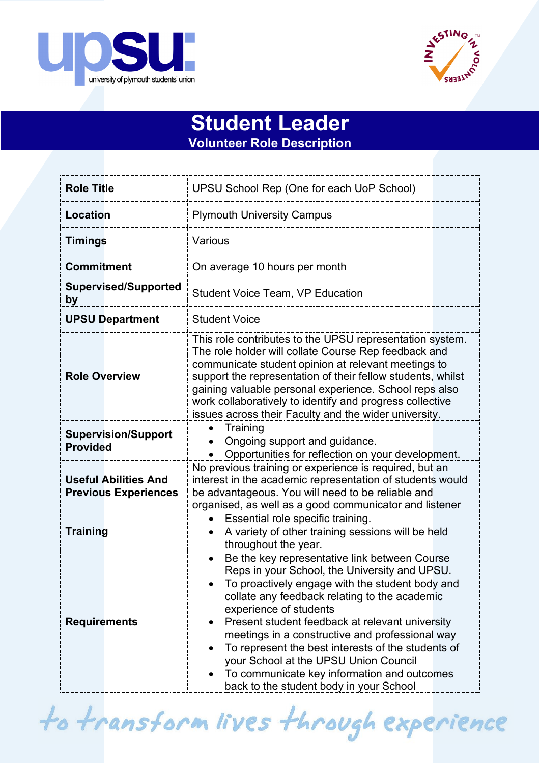upsu
university of plymouth students' union

INVESTING IN VOLUNTEERS

# Student Leader

## Volunteer Role Description

| | |
|---|---|
| **Role Title** | UPSU School Rep (One for each UoP School) |
| **Location** | Plymouth University Campus |
| **Timings** | Various |
| **Commitment** | On average 10 hours per month |
| **Supervised/Supported by** | Student Voice Team, VP Education |
| **UPSU Department** | Student Voice |
| **Role Overview** | This role contributes to the UPSU representation system. The role holder will collate Course Rep feedback and communicate student opinion at relevant meetings to support the representation of their fellow students, whilst gaining valuable personal experience. School reps also work collaboratively to identify and progress collective issues across their Faculty and the wider university. |
| **Supervision/Support Provided** | • Training<br>• Ongoing support and guidance.<br>• Opportunities for reflection on your development. |
| **Useful Abilities And Previous Experiences** | No previous training or experience is required, but an interest in the academic representation of students would be advantageous. You will need to be reliable and organised, as well as a good communicator and listener |
| **Training** | • Essential role specific training.<br>• A variety of other training sessions will be held throughout the year. |
| **Requirements** | • Be the key representative link between Course Reps in your School, the University and UPSU.<br>• To proactively engage with the student body and collate any feedback relating to the academic experience of students<br>• Present student feedback at relevant university meetings in a constructive and professional way<br>• To represent the best interests of the students of your School at the UPSU Union Council<br>• To communicate key information and outcomes back to the student body in your School |

*to transform lives through experience*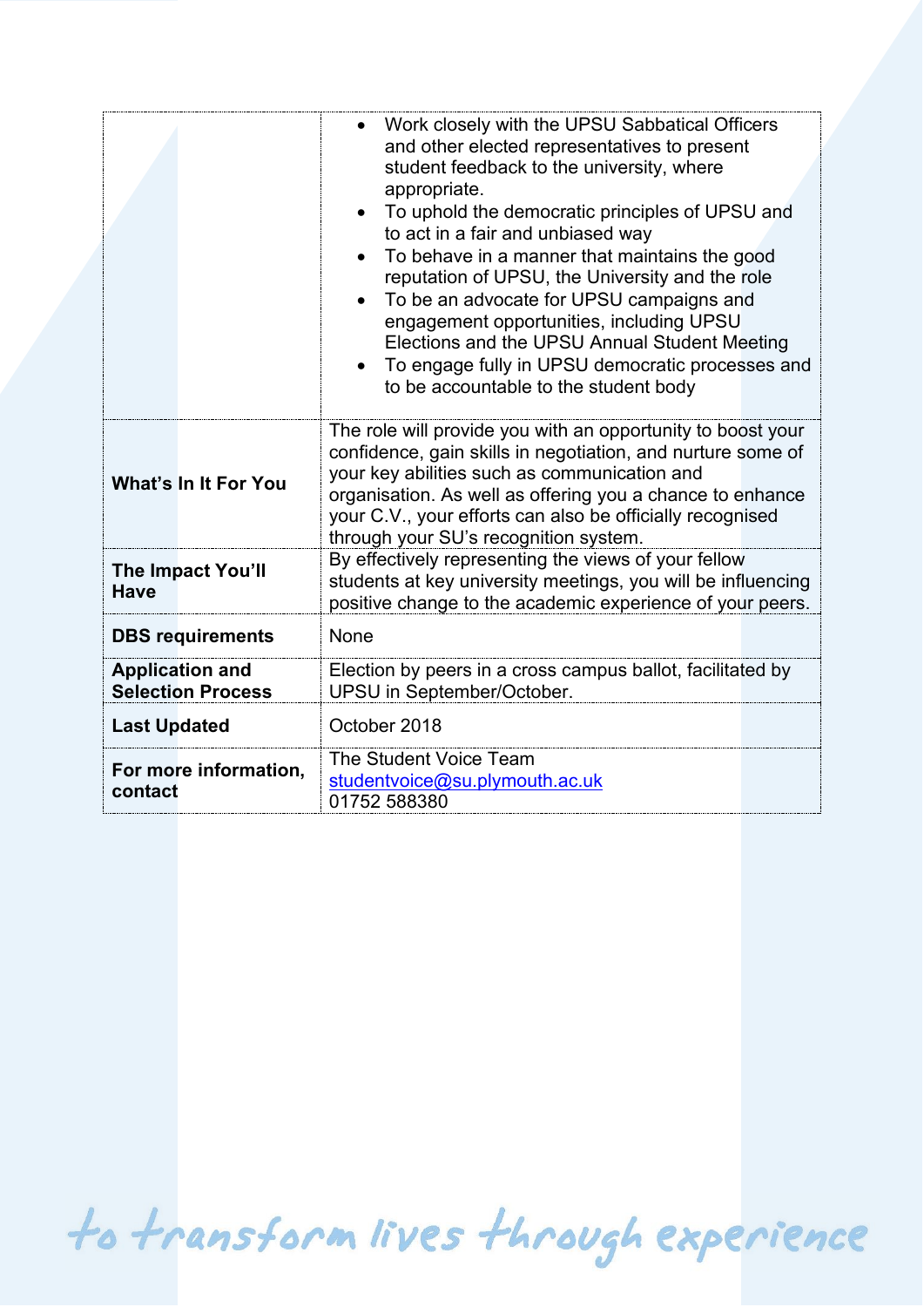| | |
|---|---|
| | • Work closely with the UPSU Sabbatical Officers and other elected representatives to present student feedback to the university, where appropriate.<br>• To uphold the democratic principles of UPSU and to act in a fair and unbiased way<br>• To behave in a manner that maintains the good reputation of UPSU, the University and the role<br>• To be an advocate for UPSU campaigns and engagement opportunities, including UPSU Elections and the UPSU Annual Student Meeting<br>• To engage fully in UPSU democratic processes and to be accountable to the student body |
| **What's In It For You** | The role will provide you with an opportunity to boost your confidence, gain skills in negotiation, and nurture some of your key abilities such as communication and organisation. As well as offering you a chance to enhance your C.V., your efforts can also be officially recognised through your SU's recognition system. |
| **The Impact You'll Have** | By effectively representing the views of your fellow students at key university meetings, you will be influencing positive change to the academic experience of your peers. |
| **DBS requirements** | None |
| **Application and Selection Process** | Election by peers in a cross campus ballot, facilitated by UPSU in September/October. |
| **Last Updated** | October 2018 |
| **For more information, contact** | The Student Voice Team<br>studentvoice@su.plymouth.ac.uk<br>01752 588380 |

*to transform lives through experience*